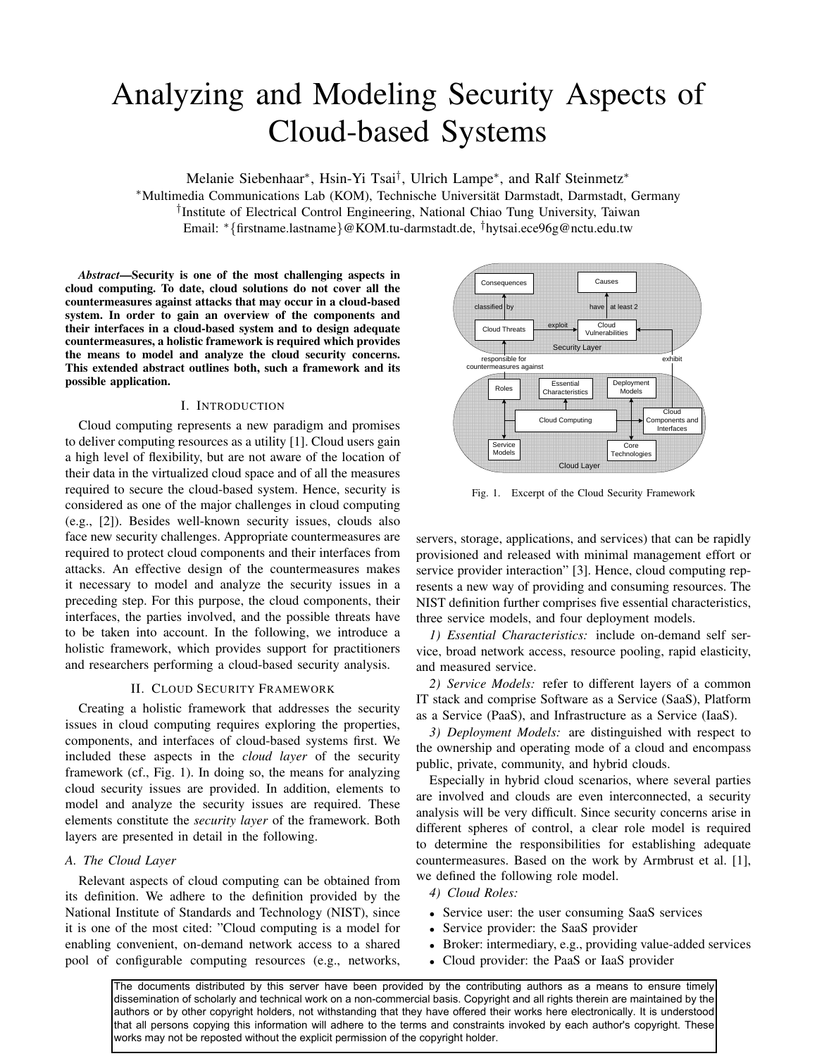# Analyzing and Modeling Security Aspects of Cloud-based Systems

Melanie Siebenhaar*, Hsin-Yi Tsai†, Ulrich Lampe*, and Ralf Steinmetz*

*Multimedia Communications Lab (KOM), Technische Universität Darmstadt, Darmstadt, Germany

†Institute of Electrical Control Engineering, National Chiao Tung University, Taiwan

Email: *{firstname.lastname}@KOM.tu-darmstadt.de, †hytsai.ece96g@nctu.edu.tw

***Abstract*—Security is one of the most challenging aspects in cloud computing. To date, cloud solutions do not cover all the countermeasures against attacks that may occur in a cloud-based system. In order to gain an overview of the components and their interfaces in a cloud-based system and to design adequate countermeasures, a holistic framework is required which provides the means to model and analyze the cloud security concerns. This extended abstract outlines both, such a framework and its possible application.**

## I. Introduction

Cloud computing represents a new paradigm and promises to deliver computing resources as a utility [1]. Cloud users gain a high level of flexibility, but are not aware of the location of their data in the virtualized cloud space and of all the measures required to secure the cloud-based system. Hence, security is considered as one of the major challenges in cloud computing (e.g., [2]). Besides well-known security issues, clouds also face new security challenges. Appropriate countermeasures are required to protect cloud components and their interfaces from attacks. An effective design of the countermeasures makes it necessary to model and analyze the security issues in a preceding step. For this purpose, the cloud components, their interfaces, the parties involved, and the possible threats have to be taken into account. In the following, we introduce a holistic framework, which provides support for practitioners and researchers performing a cloud-based security analysis.

## II. Cloud Security Framework

Creating a holistic framework that addresses the security issues in cloud computing requires exploring the properties, components, and interfaces of cloud-based systems first. We included these aspects in the *cloud layer* of the security framework (cf., Fig. 1). In doing so, the means for analyzing cloud security issues are provided. In addition, elements to model and analyze the security issues are required. These elements constitute the *security layer* of the framework. Both layers are presented in detail in the following.

### A. The Cloud Layer

Relevant aspects of cloud computing can be obtained from its definition. We adhere to the definition provided by the National Institute of Standards and Technology (NIST), since it is one of the most cited: "Cloud computing is a model for enabling convenient, on-demand network access to a shared pool of configurable computing resources (e.g., networks, servers, storage, applications, and services) that can be rapidly provisioned and released with minimal management effort or service provider interaction" [3]. Hence, cloud computing represents a new way of providing and consuming resources. The NIST definition further comprises five essential characteristics, three service models, and four deployment models.

Fig. 1. Excerpt of the Cloud Security Framework

*1) Essential Characteristics:* include on-demand self service, broad network access, resource pooling, rapid elasticity, and measured service.

*2) Service Models:* refer to different layers of a common IT stack and comprise Software as a Service (SaaS), Platform as a Service (PaaS), and Infrastructure as a Service (IaaS).

*3) Deployment Models:* are distinguished with respect to the ownership and operating mode of a cloud and encompass public, private, community, and hybrid clouds.

Especially in hybrid cloud scenarios, where several parties are involved and clouds are even interconnected, a security analysis will be very difficult. Since security concerns arise in different spheres of control, a clear role model is required to determine the responsibilities for establishing adequate countermeasures. Based on the work by Armbrust et al. [1], we defined the following role model.

*4) Cloud Roles:*

- Service user: the user consuming SaaS services
- Service provider: the SaaS provider
- Broker: intermediary, e.g., providing value-added services
- Cloud provider: the PaaS or IaaS provider

The documents distributed by this server have been provided by the contributing authors as a means to ensure timely dissemination of scholarly and technical work on a non-commercial basis. Copyright and all rights therein are maintained by the authors or by other copyright holders, not withstanding that they have offered their works here electronically. It is understood that all persons copying this information will adhere to the terms and constraints invoked by each author's copyright. These works may not be reposted without the explicit permission of the copyright holder.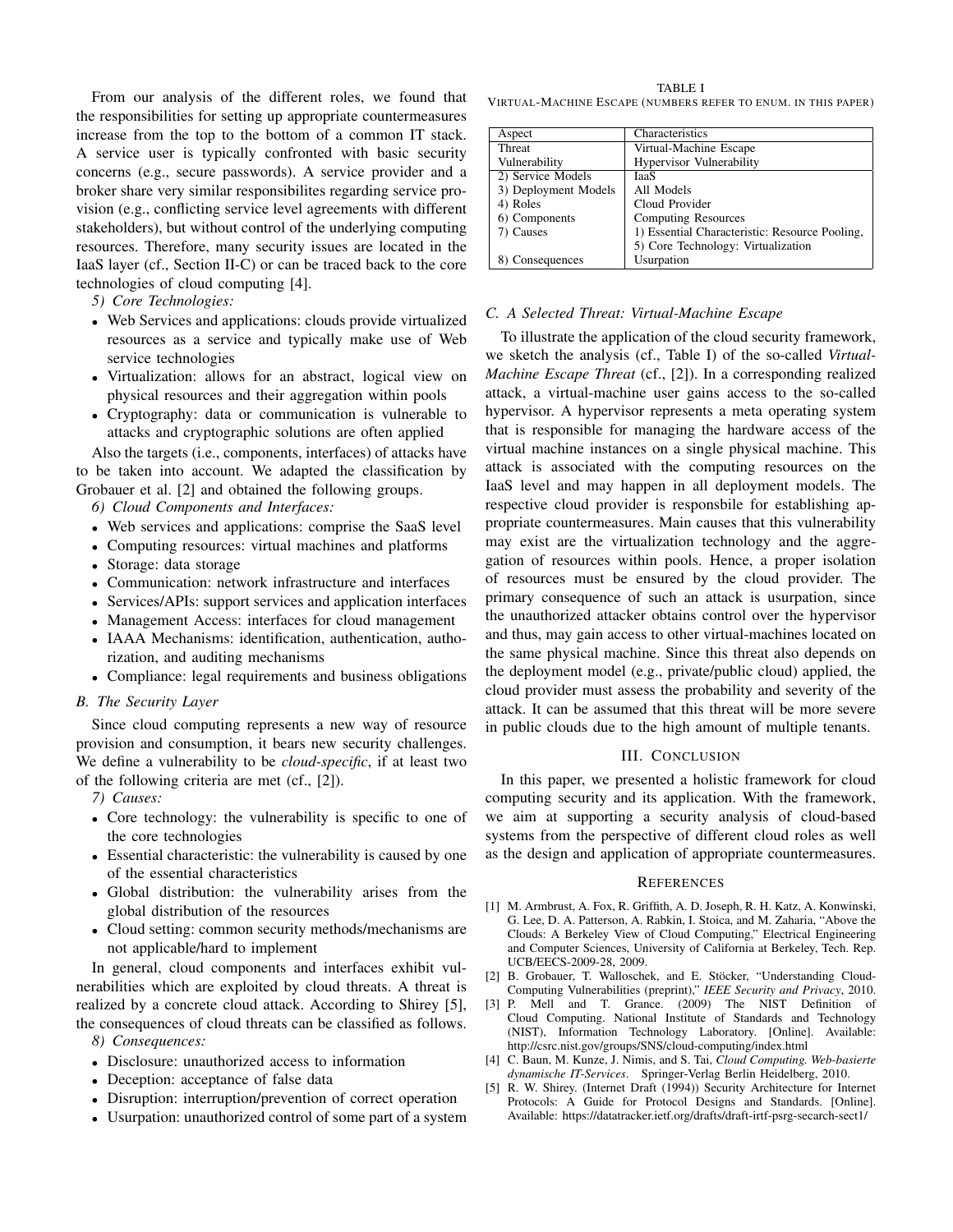From our analysis of the different roles, we found that the responsibilities for setting up appropriate countermeasures increase from the top to the bottom of a common IT stack. A service user is typically confronted with basic security concerns (e.g., secure passwords). A service provider and a broker share very similar responsibilites regarding service provision (e.g., conflicting service level agreements with different stakeholders), but without control of the underlying computing resources. Therefore, many security issues are located in the IaaS layer (cf., Section II-C) or can be traced back to the core technologies of cloud computing [4].

*5) Core Technologies:*

- Web Services and applications: clouds provide virtualized resources as a service and typically make use of Web service technologies
- Virtualization: allows for an abstract, logical view on physical resources and their aggregation within pools
- Cryptography: data or communication is vulnerable to attacks and cryptographic solutions are often applied

Also the targets (i.e., components, interfaces) of attacks have to be taken into account. We adapted the classification by Grobauer et al. [2] and obtained the following groups.

*6) Cloud Components and Interfaces:*

- Web services and applications: comprise the SaaS level
- Computing resources: virtual machines and platforms
- Storage: data storage
- Communication: network infrastructure and interfaces
- Services/APIs: support services and application interfaces
- Management Access: interfaces for cloud management
- IAAA Mechanisms: identification, authentication, authorization, and auditing mechanisms
- Compliance: legal requirements and business obligations

## B. The Security Layer

Since cloud computing represents a new way of resource provision and consumption, it bears new security challenges. We define a vulnerability to be *cloud-specific*, if at least two of the following criteria are met (cf., [2]).

*7) Causes:*

- Core technology: the vulnerability is specific to one of the core technologies
- Essential characteristic: the vulnerability is caused by one of the essential characteristics
- Global distribution: the vulnerability arises from the global distribution of the resources
- Cloud setting: common security methods/mechanisms are not applicable/hard to implement

In general, cloud components and interfaces exhibit vulnerabilities which are exploited by cloud threats. A threat is realized by a concrete cloud attack. According to Shirey [5], the consequences of cloud threats can be classified as follows.

*8) Consequences:*

- Disclosure: unauthorized access to information
- Deception: acceptance of false data
- Disruption: interruption/prevention of correct operation
- Usurpation: unauthorized control of some part of a system

TABLE I
VIRTUAL-MACHINE ESCAPE (NUMBERS REFER TO ENUM. IN THIS PAPER)

| Aspect | Characteristics |
|---|---|
| Threat | Virtual-Machine Escape |
| Vulnerability | Hypervisor Vulnerability |
| 2) Service Models | IaaS |
| 3) Deployment Models | All Models |
| 4) Roles | Cloud Provider |
| 6) Components | Computing Resources |
| 7) Causes | 1) Essential Characteristic: Resource Pooling, 5) Core Technology: Virtualization |
| 8) Consequences | Usurpation |

## C. A Selected Threat: Virtual-Machine Escape

To illustrate the application of the cloud security framework, we sketch the analysis (cf., Table I) of the so-called *Virtual-Machine Escape Threat* (cf., [2]). In a corresponding realized attack, a virtual-machine user gains access to the so-called hypervisor. A hypervisor represents a meta operating system that is responsible for managing the hardware access of the virtual machine instances on a single physical machine. This attack is associated with the computing resources on the IaaS level and may happen in all deployment models. The respective cloud provider is responsbile for establishing appropriate countermeasures. Main causes that this vulnerability may exist are the virtualization technology and the aggregation of resources within pools. Hence, a proper isolation of resources must be ensured by the cloud provider. The primary consequence of such an attack is usurpation, since the unauthorized attacker obtains control over the hypervisor and thus, may gain access to other virtual-machines located on the same physical machine. Since this threat also depends on the deployment model (e.g., private/public cloud) applied, the cloud provider must assess the probability and severity of the attack. It can be assumed that this threat will be more severe in public clouds due to the high amount of multiple tenants.

# III. Conclusion

In this paper, we presented a holistic framework for cloud computing security and its application. With the framework, we aim at supporting a security analysis of cloud-based systems from the perspective of different cloud roles as well as the design and application of appropriate countermeasures.

# References

[1] M. Armbrust, A. Fox, R. Griffith, A. D. Joseph, R. H. Katz, A. Konwinski, G. Lee, D. A. Patterson, A. Rabkin, I. Stoica, and M. Zaharia, "Above the Clouds: A Berkeley View of Cloud Computing," Electrical Engineering and Computer Sciences, University of California at Berkeley, Tech. Rep. UCB/EECS-2009-28, 2009.

[2] B. Grobauer, T. Walloschek, and E. Stöcker, "Understanding Cloud-Computing Vulnerabilities (preprint)," *IEEE Security and Privacy*, 2010.

[3] P. Mell and T. Grance. (2009) The NIST Definition of Cloud Computing. National Institute of Standards and Technology (NIST), Information Technology Laboratory. [Online]. Available: http://csrc.nist.gov/groups/SNS/cloud-computing/index.html

[4] C. Baun, M. Kunze, J. Nimis, and S. Tai, *Cloud Computing. Web-basierte dynamische IT-Services*. Springer-Verlag Berlin Heidelberg, 2010.

[5] R. W. Shirey. (Internet Draft (1994)) Security Architecture for Internet Protocols: A Guide for Protocol Designs and Standards. [Online]. Available: https://datatracker.ietf.org/drafts/draft-irtf-psrg-secarch-sect1/